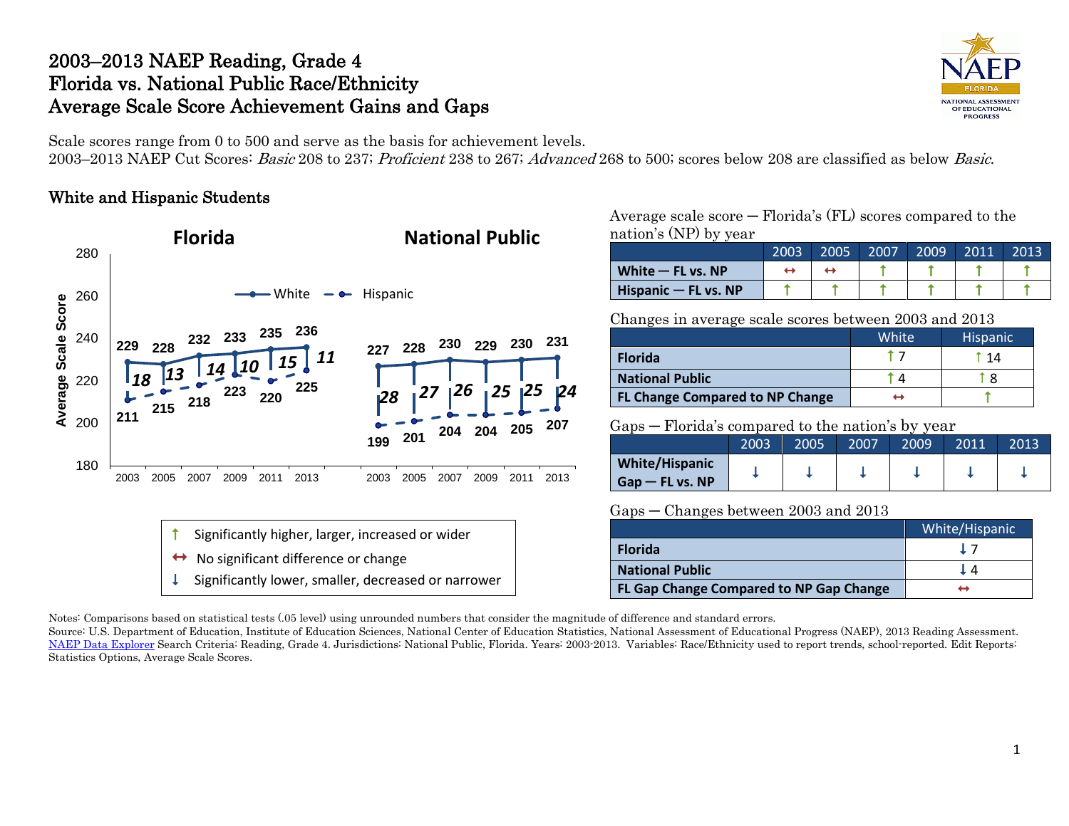# 2003–2013 NAEP Reading, Grade 4
# Florida vs. National Public Race/Ethnicity
# Average Scale Score Achievement Gains and Gaps

Scale scores range from 0 to 500 and serve as the basis for achievement levels.
2003–2013 NAEP Cut Scores: *Basic* 208 to 237; *Proficient* 238 to 267; *Advanced* 268 to 500; scores below 208 are classified as below *Basic*.

## White and Hispanic Students

**Florida**

| | 2003 | 2005 | 2007 | 2009 | 2011 | 2013 |
|---|---|---|---|---|---|---|
| White | 229 | 228 | 232 | 233 | 235 | 236 |
| Hispanic | 211 | 215 | 218 | 223 | 220 | 225 |
| Gap | 18 | 13 | 14 | 10 | 15 | 11 |

**National Public**

| | 2003 | 2005 | 2007 | 2009 | 2011 | 2013 |
|---|---|---|---|---|---|---|
| White | 227 | 228 | 230 | 229 | 230 | 231 |
| Hispanic | 199 | 201 | 204 | 204 | 205 | 207 |
| Gap | 28 | 27 | 26 | 25 | 25 | 24 |

↑ Significantly higher, larger, increased or wider
↔ No significant difference or change
↓ Significantly lower, smaller, decreased or narrower

Average scale score — Florida's (FL) scores compared to the nation's (NP) by year

| | 2003 | 2005 | 2007 | 2009 | 2011 | 2013 |
|---|---|---|---|---|---|---|
| **White — FL vs. NP** | ↔ | ↔ | ↑ | ↑ | ↑ | ↑ |
| **Hispanic — FL vs. NP** | ↑ | ↑ | ↑ | ↑ | ↑ | ↑ |

Changes in average scale scores between 2003 and 2013

| | White | Hispanic |
|---|---|---|
| **Florida** | ↑ 7 | ↑ 14 |
| **National Public** | ↑ 4 | ↑ 8 |
| **FL Change Compared to NP Change** | ↔ | ↑ |

Gaps — Florida's compared to the nation's by year

| | 2003 | 2005 | 2007 | 2009 | 2011 | 2013 |
|---|---|---|---|---|---|---|
| **White/Hispanic Gap — FL vs. NP** | ↓ | ↓ | ↓ | ↓ | ↓ | ↓ |

Gaps — Changes between 2003 and 2013

| | White/Hispanic |
|---|---|
| **Florida** | ↓ 7 |
| **National Public** | ↓ 4 |
| **FL Gap Change Compared to NP Gap Change** | ↔ |

Notes: Comparisons based on statistical tests (.05 level) using unrounded numbers that consider the magnitude of difference and standard errors.
Source: U.S. Department of Education, Institute of Education Sciences, National Center of Education Statistics, National Assessment of Educational Progress (NAEP), 2013 Reading Assessment. NAEP Data Explorer Search Criteria: Reading, Grade 4. Jurisdictions: National Public, Florida. Years: 2003-2013. Variables: Race/Ethnicity used to report trends, school-reported. Edit Reports: Statistics Options, Average Scale Scores.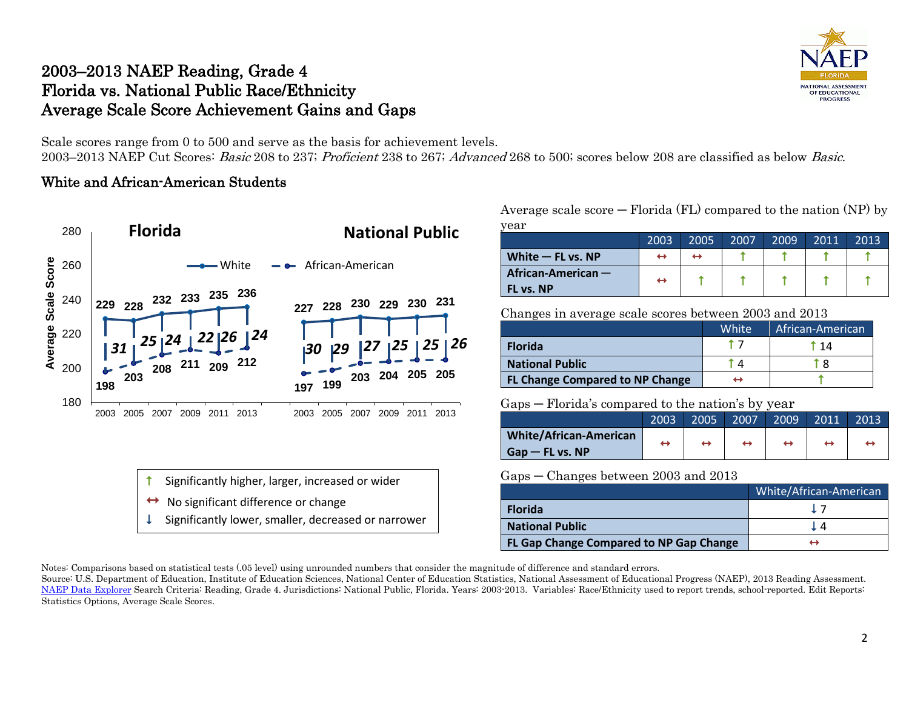# 2003–2013 NAEP Reading, Grade 4
# Florida vs. National Public Race/Ethnicity
# Average Scale Score Achievement Gains and Gaps

Scale scores range from 0 to 500 and serve as the basis for achievement levels.
2003–2013 NAEP Cut Scores: *Basic* 208 to 237; *Proficient* 238 to 267; *Advanced* 268 to 500; scores below 208 are classified as below *Basic*.

## White and African-American Students

**Florida**

| Year | White | African-American | Gap |
|---|---|---|---|
| 2003 | 229 | 198 | 31 |
| 2005 | 228 | 203 | 25 |
| 2007 | 232 | 208 | 24 |
| 2009 | 233 | 211 | 22 |
| 2011 | 235 | 209 | 26 |
| 2013 | 236 | 212 | 24 |

**National Public**

| Year | White | African-American | Gap |
|---|---|---|---|
| 2003 | 227 | 197 | 30 |
| 2005 | 228 | 199 | 29 |
| 2007 | 230 | 203 | 27 |
| 2009 | 229 | 204 | 25 |
| 2011 | 230 | 205 | 25 |
| 2013 | 231 | 205 | 26 |

- ↑ Significantly higher, larger, increased or wider
- ↔ No significant difference or change
- ↓ Significantly lower, smaller, decreased or narrower

Average scale score — Florida (FL) compared to the nation (NP) by year

| | 2003 | 2005 | 2007 | 2009 | 2011 | 2013 |
|---|---|---|---|---|---|---|
| **White — FL vs. NP** | ↔ | ↔ | ↑ | ↑ | ↑ | ↑ |
| **African-American — FL vs. NP** | ↔ | ↑ | ↑ | ↑ | ↑ | ↑ |

Changes in average scale scores between 2003 and 2013

| | White | African-American |
|---|---|---|
| **Florida** | ↑ 7 | ↑ 14 |
| **National Public** | ↑ 4 | ↑ 8 |
| **FL Change Compared to NP Change** | ↔ | ↑ |

Gaps — Florida's compared to the nation's by year

| | 2003 | 2005 | 2007 | 2009 | 2011 | 2013 |
|---|---|---|---|---|---|---|
| **White/African-American Gap — FL vs. NP** | ↔ | ↔ | ↔ | ↔ | ↔ | ↔ |

Gaps — Changes between 2003 and 2013

| | White/African-American |
|---|---|
| **Florida** | ↓ 7 |
| **National Public** | ↓ 4 |
| **FL Gap Change Compared to NP Gap Change** | ↔ |

Notes: Comparisons based on statistical tests (.05 level) using unrounded numbers that consider the magnitude of difference and standard errors.
Source: U.S. Department of Education, Institute of Education Sciences, National Center of Education Statistics, National Assessment of Educational Progress (NAEP), 2013 Reading Assessment. NAEP Data Explorer Search Criteria: Reading, Grade 4. Jurisdictions: National Public, Florida. Years: 2003-2013. Variables: Race/Ethnicity used to report trends, school-reported. Edit Reports: Statistics Options, Average Scale Scores.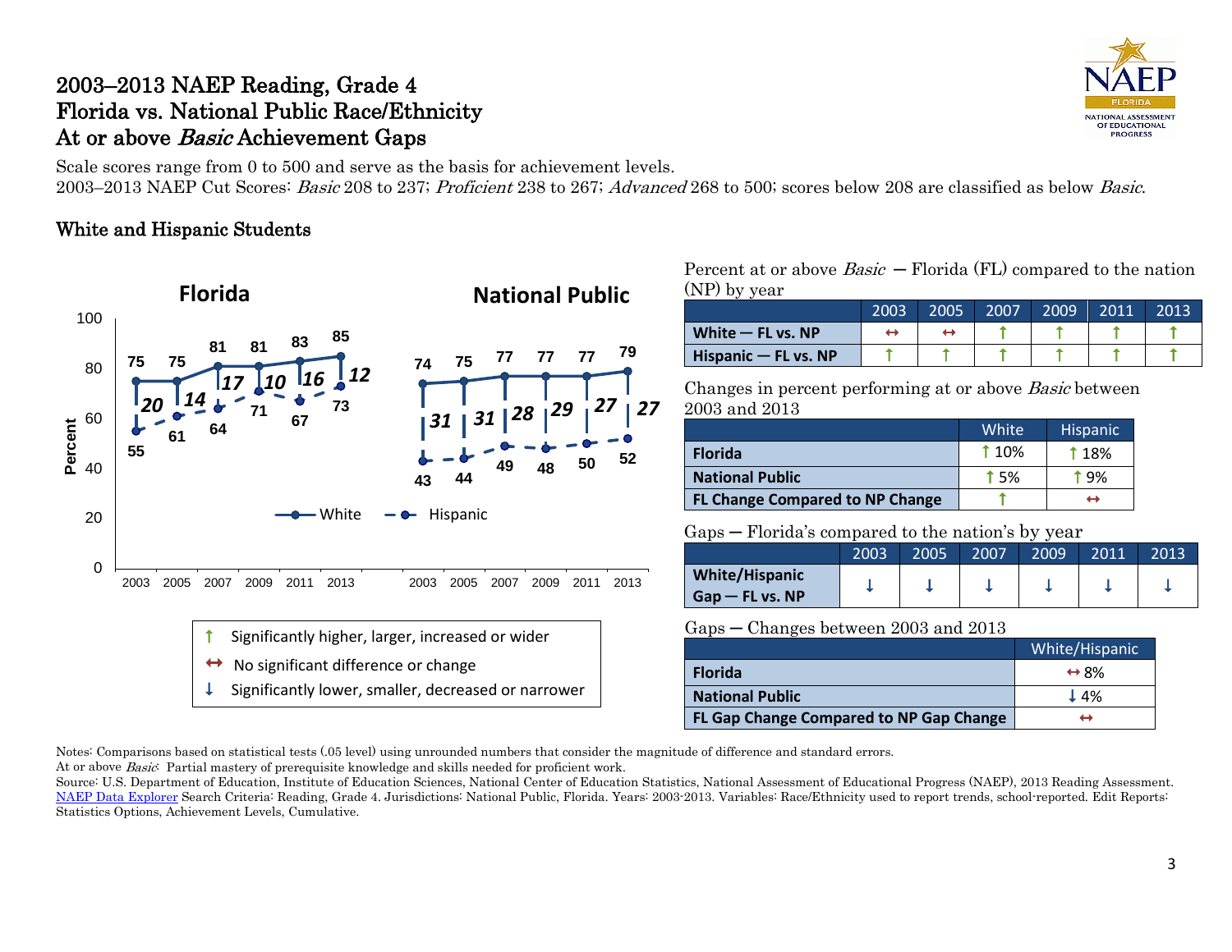# 2003–2013 NAEP Reading, Grade 4
# Florida vs. National Public Race/Ethnicity
# At or above *Basic* Achievement Gaps

Scale scores range from 0 to 500 and serve as the basis for achievement levels.
2003–2013 NAEP Cut Scores: *Basic* 208 to 237; *Proficient* 238 to 267; *Advanced* 268 to 500; scores below 208 are classified as below *Basic*.

## White and Hispanic Students

**Florida**

| Year | White | Hispanic | Gap |
|---|---|---|---|
| 2003 | 75 | 55 | 20 |
| 2005 | 75 | 61 | 14 |
| 2007 | 81 | 64 | 17 |
| 2009 | 81 | 71 | 10 |
| 2011 | 83 | 67 | 16 |
| 2013 | 85 | 73 | 12 |

**National Public**

| Year | White | Hispanic | Gap |
|---|---|---|---|
| 2003 | 74 | 43 | 31 |
| 2005 | 75 | 44 | 31 |
| 2007 | 77 | 49 | 28 |
| 2009 | 77 | 48 | 29 |
| 2011 | 77 | 50 | 27 |
| 2013 | 79 | 52 | 27 |

↑ Significantly higher, larger, increased or wider
↔ No significant difference or change
↓ Significantly lower, smaller, decreased or narrower

Percent at or above *Basic* — Florida (FL) compared to the nation (NP) by year

| | 2003 | 2005 | 2007 | 2009 | 2011 | 2013 |
|---|---|---|---|---|---|---|
| **White — FL vs. NP** | ↔ | ↔ | ↑ | ↑ | ↑ | ↑ |
| **Hispanic — FL vs. NP** | ↑ | ↑ | ↑ | ↑ | ↑ | ↑ |

Changes in percent performing at or above *Basic* between 2003 and 2013

| | White | Hispanic |
|---|---|---|
| **Florida** | ↑ 10% | ↑ 18% |
| **National Public** | ↑ 5% | ↑ 9% |
| **FL Change Compared to NP Change** | ↑ | ↔ |

Gaps — Florida's compared to the nation's by year

| | 2003 | 2005 | 2007 | 2009 | 2011 | 2013 |
|---|---|---|---|---|---|---|
| **White/Hispanic Gap — FL vs. NP** | ↓ | ↓ | ↓ | ↓ | ↓ | ↓ |

Gaps — Changes between 2003 and 2013

| | White/Hispanic |
|---|---|
| **Florida** | ↔ 8% |
| **National Public** | ↓ 4% |
| **FL Gap Change Compared to NP Gap Change** | ↔ |

Notes: Comparisons based on statistical tests (.05 level) using unrounded numbers that consider the magnitude of difference and standard errors.
At or above *Basic*: Partial mastery of prerequisite knowledge and skills needed for proficient work.
Source: U.S. Department of Education, Institute of Education Sciences, National Center of Education Statistics, National Assessment of Educational Progress (NAEP), 2013 Reading Assessment. NAEP Data Explorer Search Criteria: Reading, Grade 4. Jurisdictions: National Public, Florida. Years: 2003-2013. Variables: Race/Ethnicity used to report trends, school-reported. Edit Reports: Statistics Options, Achievement Levels, Cumulative.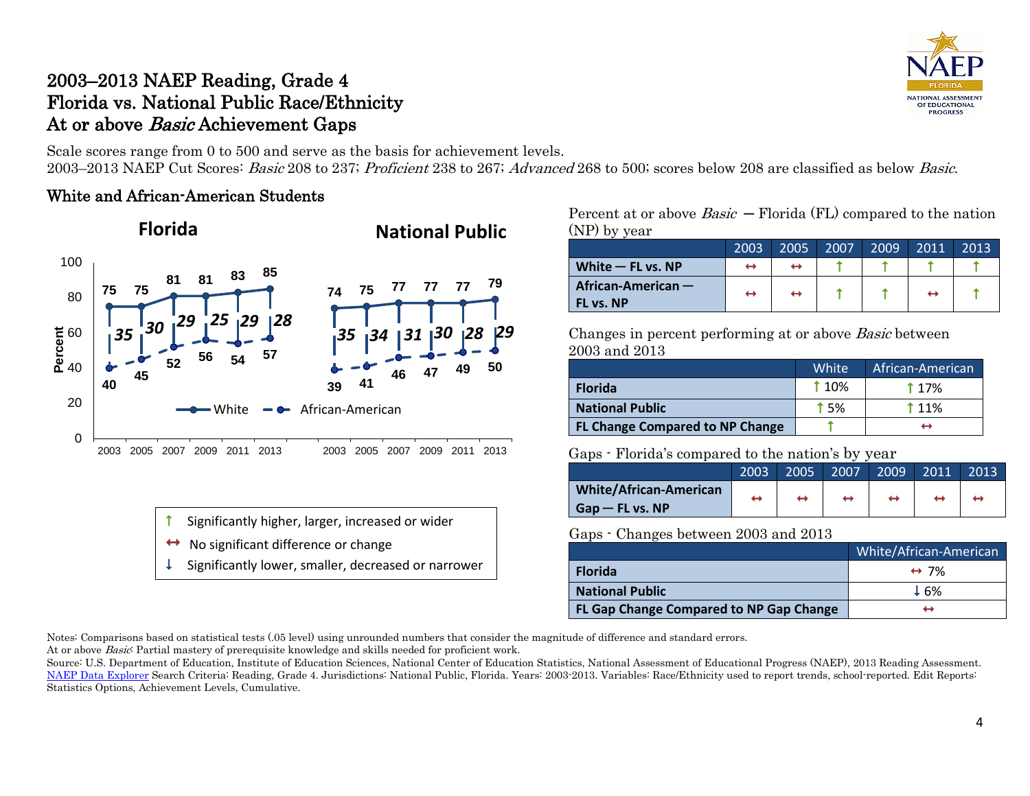# 2003–2013 NAEP Reading, Grade 4
# Florida vs. National Public Race/Ethnicity
# At or above *Basic* Achievement Gaps

Scale scores range from 0 to 500 and serve as the basis for achievement levels.
2003–2013 NAEP Cut Scores: *Basic* 208 to 237; *Proficient* 238 to 267; *Advanced* 268 to 500; scores below 208 are classified as below *Basic*.

## White and African-American Students

**Florida**

| Year | White | African-American | Gap |
| --- | --- | --- | --- |
| 2003 | 75 | 40 | 35 |
| 2005 | 75 | 45 | 30 |
| 2007 | 81 | 52 | 29 |
| 2009 | 81 | 56 | 25 |
| 2011 | 83 | 54 | 29 |
| 2013 | 85 | 57 | 28 |

**National Public**

| Year | White | African-American | Gap |
| --- | --- | --- | --- |
| 2003 | 74 | 39 | 35 |
| 2005 | 75 | 41 | 34 |
| 2007 | 77 | 46 | 31 |
| 2009 | 77 | 47 | 30 |
| 2011 | 77 | 49 | 28 |
| 2013 | 79 | 50 | 29 |

- ↑ Significantly higher, larger, increased or wider
- ↔ No significant difference or change
- ↓ Significantly lower, smaller, decreased or narrower

Percent at or above *Basic* — Florida (FL) compared to the nation (NP) by year

| | 2003 | 2005 | 2007 | 2009 | 2011 | 2013 |
| --- | --- | --- | --- | --- | --- | --- |
| **White — FL vs. NP** | ↔ | ↔ | ↑ | ↑ | ↑ | ↑ |
| **African-American — FL vs. NP** | ↔ | ↔ | ↑ | ↑ | ↔ | ↑ |

Changes in percent performing at or above *Basic* between 2003 and 2013

| | White | African-American |
| --- | --- | --- |
| **Florida** | ↑ 10% | ↑ 17% |
| **National Public** | ↑ 5% | ↑ 11% |
| **FL Change Compared to NP Change** | ↑ | ↔ |

Gaps - Florida's compared to the nation's by year

| | 2003 | 2005 | 2007 | 2009 | 2011 | 2013 |
| --- | --- | --- | --- | --- | --- | --- |
| **White/African-American Gap — FL vs. NP** | ↔ | ↔ | ↔ | ↔ | ↔ | ↔ |

Gaps - Changes between 2003 and 2013

| | White/African-American |
| --- | --- |
| **Florida** | ↔ 7% |
| **National Public** | ↓ 6% |
| **FL Gap Change Compared to NP Gap Change** | ↔ |

Notes: Comparisons based on statistical tests (.05 level) using unrounded numbers that consider the magnitude of difference and standard errors.
At or above *Basic*: Partial mastery of prerequisite knowledge and skills needed for proficient work.
Source: U.S. Department of Education, Institute of Education Sciences, National Center of Education Statistics, National Assessment of Educational Progress (NAEP), 2013 Reading Assessment. NAEP Data Explorer Search Criteria: Reading, Grade 4. Jurisdictions: National Public, Florida. Years: 2003-2013. Variables: Race/Ethnicity used to report trends, school-reported. Edit Reports: Statistics Options, Achievement Levels, Cumulative.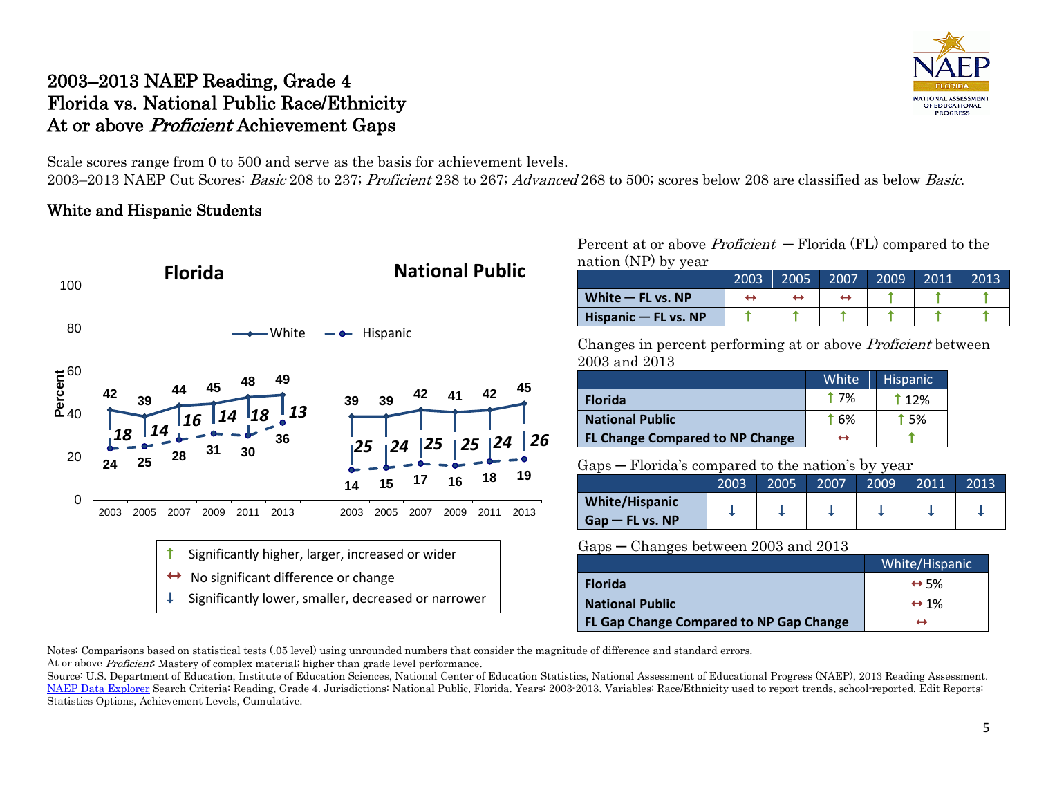# 2003–2013 NAEP Reading, Grade 4
# Florida vs. National Public Race/Ethnicity
# At or above *Proficient* Achievement Gaps

Scale scores range from 0 to 500 and serve as the basis for achievement levels.
2003–2013 NAEP Cut Scores: *Basic* 208 to 237; *Proficient* 238 to 267; *Advanced* 268 to 500; scores below 208 are classified as below *Basic*.

## White and Hispanic Students

**Florida**

| Year | White | Hispanic | Gap |
|---|---|---|---|
| 2003 | 42 | 24 | 18 |
| 2005 | 39 | 25 | 14 |
| 2007 | 44 | 28 | 16 |
| 2009 | 45 | 31 | 14 |
| 2011 | 48 | 30 | 18 |
| 2013 | 49 | 36 | 13 |

**National Public**

| Year | White | Hispanic | Gap |
|---|---|---|---|
| 2003 | 39 | 14 | 25 |
| 2005 | 39 | 15 | 24 |
| 2007 | 42 | 17 | 25 |
| 2009 | 41 | 16 | 25 |
| 2011 | 42 | 18 | 24 |
| 2013 | 45 | 19 | 26 |

↑ Significantly higher, larger, increased or wider
↔ No significant difference or change
↓ Significantly lower, smaller, decreased or narrower

Percent at or above *Proficient* — Florida (FL) compared to the nation (NP) by year

| | 2003 | 2005 | 2007 | 2009 | 2011 | 2013 |
|---|---|---|---|---|---|---|
| **White — FL vs. NP** | ↔ | ↔ | ↔ | ↑ | ↑ | ↑ |
| **Hispanic — FL vs. NP** | ↑ | ↑ | ↑ | ↑ | ↑ | ↑ |

Changes in percent performing at or above *Proficient* between 2003 and 2013

| | White | Hispanic |
|---|---|---|
| **Florida** | ↑ 7% | ↑ 12% |
| **National Public** | ↑ 6% | ↑ 5% |
| **FL Change Compared to NP Change** | ↔ | ↑ |

Gaps — Florida's compared to the nation's by year

| | 2003 | 2005 | 2007 | 2009 | 2011 | 2013 |
|---|---|---|---|---|---|---|
| **White/Hispanic Gap — FL vs. NP** | ↓ | ↓ | ↓ | ↓ | ↓ | ↓ |

Gaps — Changes between 2003 and 2013

| | White/Hispanic |
|---|---|
| **Florida** | ↔ 5% |
| **National Public** | ↔ 1% |
| **FL Gap Change Compared to NP Gap Change** | ↔ |

Notes: Comparisons based on statistical tests (.05 level) using unrounded numbers that consider the magnitude of difference and standard errors.
At or above *Proficient*: Mastery of complex material; higher than grade level performance.
Source: U.S. Department of Education, Institute of Education Sciences, National Center of Education Statistics, National Assessment of Educational Progress (NAEP), 2013 Reading Assessment. NAEP Data Explorer Search Criteria: Reading, Grade 4. Jurisdictions: National Public, Florida. Years: 2003-2013. Variables: Race/Ethnicity used to report trends, school-reported. Edit Reports: Statistics Options, Achievement Levels, Cumulative.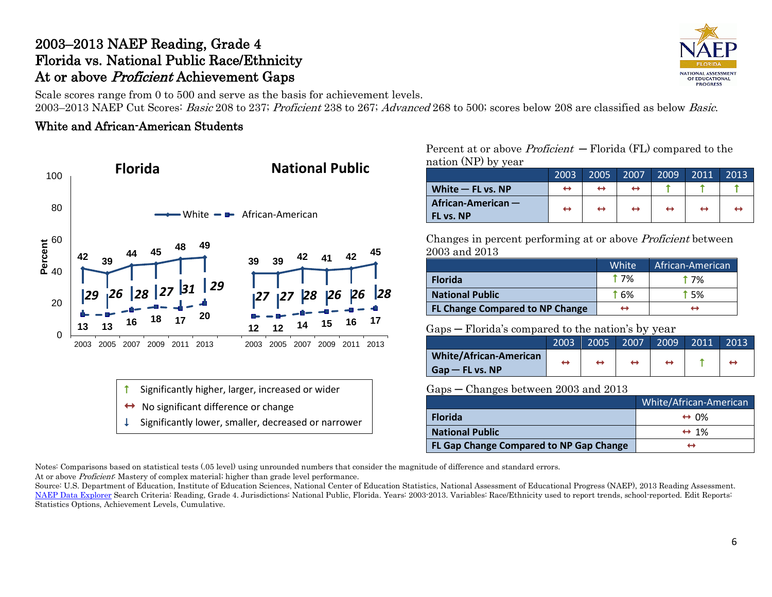# 2003–2013 NAEP Reading, Grade 4
# Florida vs. National Public Race/Ethnicity
# At or above *Proficient* Achievement Gaps

Scale scores range from 0 to 500 and serve as the basis for achievement levels.
2003–2013 NAEP Cut Scores: *Basic* 208 to 237; *Proficient* 238 to 267; *Advanced* 268 to 500; scores below 208 are classified as below *Basic*.

## White and African-American Students

Florida

National Public

White — African-American

Percent

100
80
60
40
20
0

Florida: 42 39 44 45 48 49
29 26 28 27 31 29
13 13 16 18 17 20

National Public: 39 39 42 41 42 45
27 27 28 26 26 28
12 12 14 15 16 17

2003 2005 2007 2009 2011 2013 2003 2005 2007 2009 2011 2013

↑ Significantly higher, larger, increased or wider
↔ No significant difference or change
↓ Significantly lower, smaller, decreased or narrower

Percent at or above *Proficient* — Florida (FL) compared to the nation (NP) by year

| | 2003 | 2005 | 2007 | 2009 | 2011 | 2013 |
|---|---|---|---|---|---|---|
| **White — FL vs. NP** | ↔ | ↔ | ↔ | ↑ | ↑ | ↑ |
| **African-American — FL vs. NP** | ↔ | ↔ | ↔ | ↔ | ↔ | ↔ |

Changes in percent performing at or above *Proficient* between 2003 and 2013

| | White | African-American |
|---|---|---|
| **Florida** | ↑ 7% | ↑ 7% |
| **National Public** | ↑ 6% | ↑ 5% |
| **FL Change Compared to NP Change** | ↔ | ↔ |

Gaps — Florida's compared to the nation's by year

| | 2003 | 2005 | 2007 | 2009 | 2011 | 2013 |
|---|---|---|---|---|---|---|
| **White/African-American Gap — FL vs. NP** | ↔ | ↔ | ↔ | ↔ | ↑ | ↔ |

Gaps — Changes between 2003 and 2013

| | White/African-American |
|---|---|
| **Florida** | ↔ 0% |
| **National Public** | ↔ 1% |
| **FL Gap Change Compared to NP Gap Change** | ↔ |

Notes: Comparisons based on statistical tests (.05 level) using unrounded numbers that consider the magnitude of difference and standard errors.
At or above *Proficient*: Mastery of complex material; higher than grade level performance.
Source: U.S. Department of Education, Institute of Education Sciences, National Center of Education Statistics, National Assessment of Educational Progress (NAEP), 2013 Reading Assessment. NAEP Data Explorer Search Criteria: Reading, Grade 4. Jurisdictions: National Public, Florida. Years: 2003-2013. Variables: Race/Ethnicity used to report trends, school-reported. Edit Reports: Statistics Options, Achievement Levels, Cumulative.